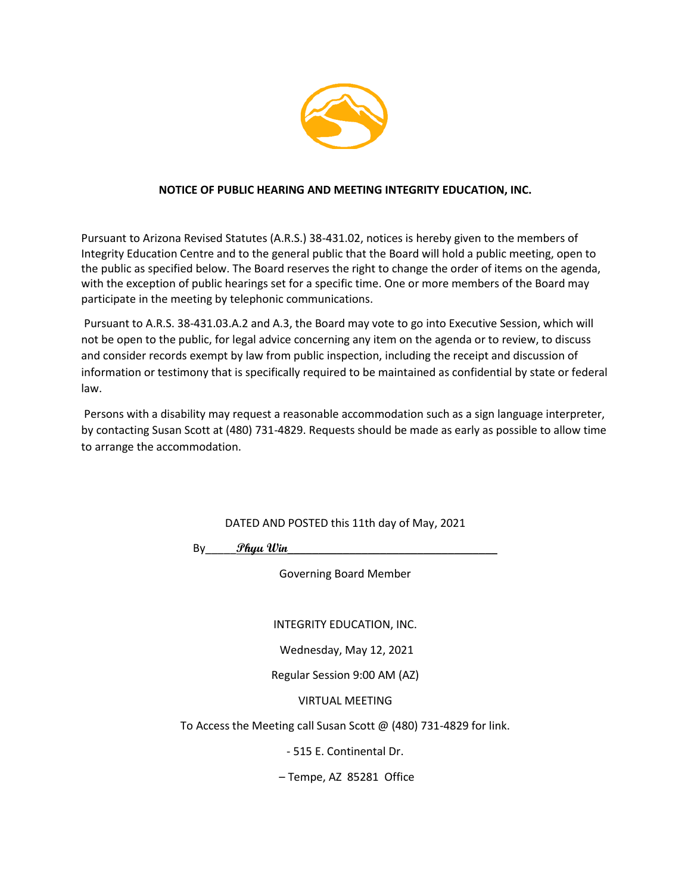**NOTICE OF PUBLIC HEARING AND MEETING INTEGRITY EDUCATION, INC.**

Pursuant to Arizona Revised Statutes (A.R.S.) 38-431.02, notices is hereby given to the members of Integrity Education Centre and to the general public that the Board will hold a public meeting, open to the public as specified below. The Board reserves the right to change the order of items on the agenda, with the exception of public hearings set for a specific time. One or more members of the Board may participate in the meeting by telephonic communications.

Pursuant to A.R.S. 38-431.03.A.2 and A.3, the Board may vote to go into Executive Session, which will not be open to the public, for legal advice concerning any item on the agenda or to review, to discuss and consider records exempt by law from public inspection, including the receipt and discussion of information or testimony that is specifically required to be maintained as confidential by state or federal law.

Persons with a disability may request a reasonable accommodation such as a sign language interpreter, by contacting Susan Scott at (480) 731-4829. Requests should be made as early as possible to allow time to arrange the accommodation.

DATED AND POSTED this 11th day of May, 2021

By_____*Phyu Win*__________________________________

Governing Board Member

INTEGRITY EDUCATION, INC.

Wednesday, May 12, 2021

Regular Session 9:00 AM (AZ)

VIRTUAL MEETING

To Access the Meeting call Susan Scott @ (480) 731-4829 for link.

- 515 E. Continental Dr.

– Tempe, AZ 85281 Office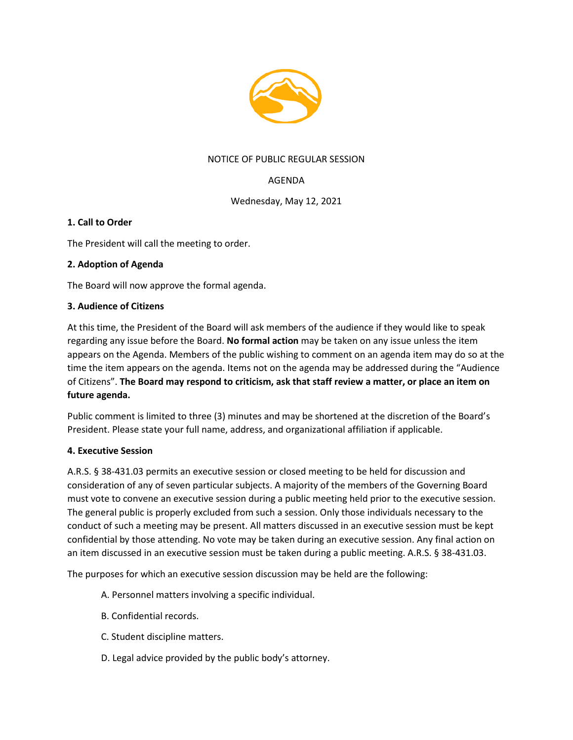NOTICE OF PUBLIC REGULAR SESSION

AGENDA

Wednesday, May 12, 2021

**1. Call to Order**

The President will call the meeting to order.

**2. Adoption of Agenda**

The Board will now approve the formal agenda.

**3. Audience of Citizens**

At this time, the President of the Board will ask members of the audience if they would like to speak regarding any issue before the Board. **No formal action** may be taken on any issue unless the item appears on the Agenda. Members of the public wishing to comment on an agenda item may do so at the time the item appears on the agenda. Items not on the agenda may be addressed during the "Audience of Citizens". **The Board may respond to criticism, ask that staff review a matter, or place an item on future agenda.**

Public comment is limited to three (3) minutes and may be shortened at the discretion of the Board's President. Please state your full name, address, and organizational affiliation if applicable.

**4. Executive Session**

A.R.S. § 38-431.03 permits an executive session or closed meeting to be held for discussion and consideration of any of seven particular subjects. A majority of the members of the Governing Board must vote to convene an executive session during a public meeting held prior to the executive session. The general public is properly excluded from such a session. Only those individuals necessary to the conduct of such a meeting may be present. All matters discussed in an executive session must be kept confidential by those attending. No vote may be taken during an executive session. Any final action on an item discussed in an executive session must be taken during a public meeting. A.R.S. § 38-431.03.

The purposes for which an executive session discussion may be held are the following:

A. Personnel matters involving a specific individual.

B. Confidential records.

C. Student discipline matters.

D. Legal advice provided by the public body's attorney.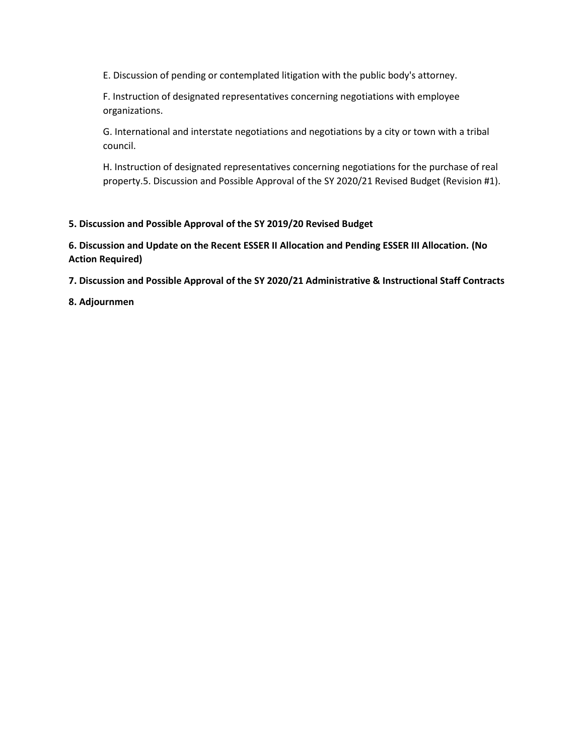E. Discussion of pending or contemplated litigation with the public body's attorney.

F. Instruction of designated representatives concerning negotiations with employee organizations.

G. International and interstate negotiations and negotiations by a city or town with a tribal council.

H. Instruction of designated representatives concerning negotiations for the purchase of real property.5. Discussion and Possible Approval of the SY 2020/21 Revised Budget (Revision #1).

**5. Discussion and Possible Approval of the SY 2019/20 Revised Budget**

**6. Discussion and Update on the Recent ESSER II Allocation and Pending ESSER III Allocation. (No Action Required)**

**7. Discussion and Possible Approval of the SY 2020/21 Administrative & Instructional Staff Contracts**

**8. Adjournmen**